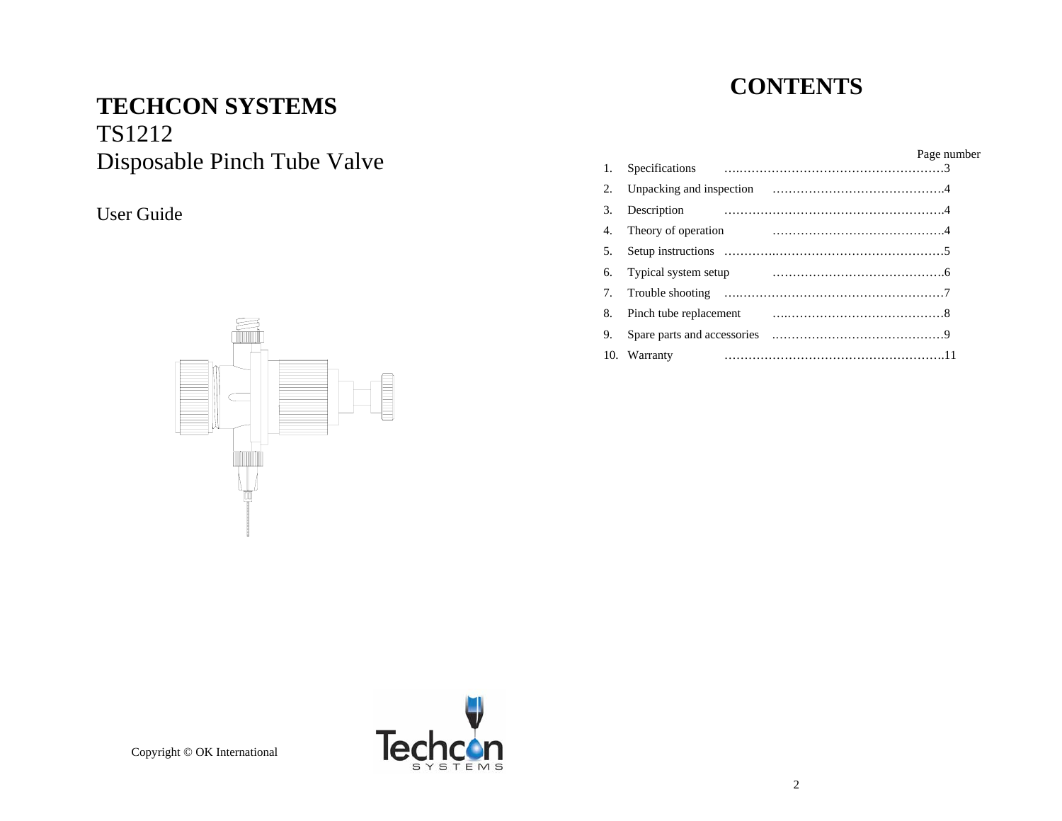# TECHCON SYSTEMS

TS1212

Disposable Pinch Tube Valve

User Guide

Copyright © OK International

# CONTENTS

| | | Page number |
|---|---|---|
| 1. | Specifications | 3 |
| 2. | Unpacking and inspection | 4 |
| 3. | Description | 4 |
| 4. | Theory of operation | 4 |
| 5. | Setup instructions | 5 |
| 6. | Typical system setup | 6 |
| 7. | Trouble shooting | 7 |
| 8. | Pinch tube replacement | 8 |
| 9. | Spare parts and accessories | 9 |
| 10. | Warranty | 11 |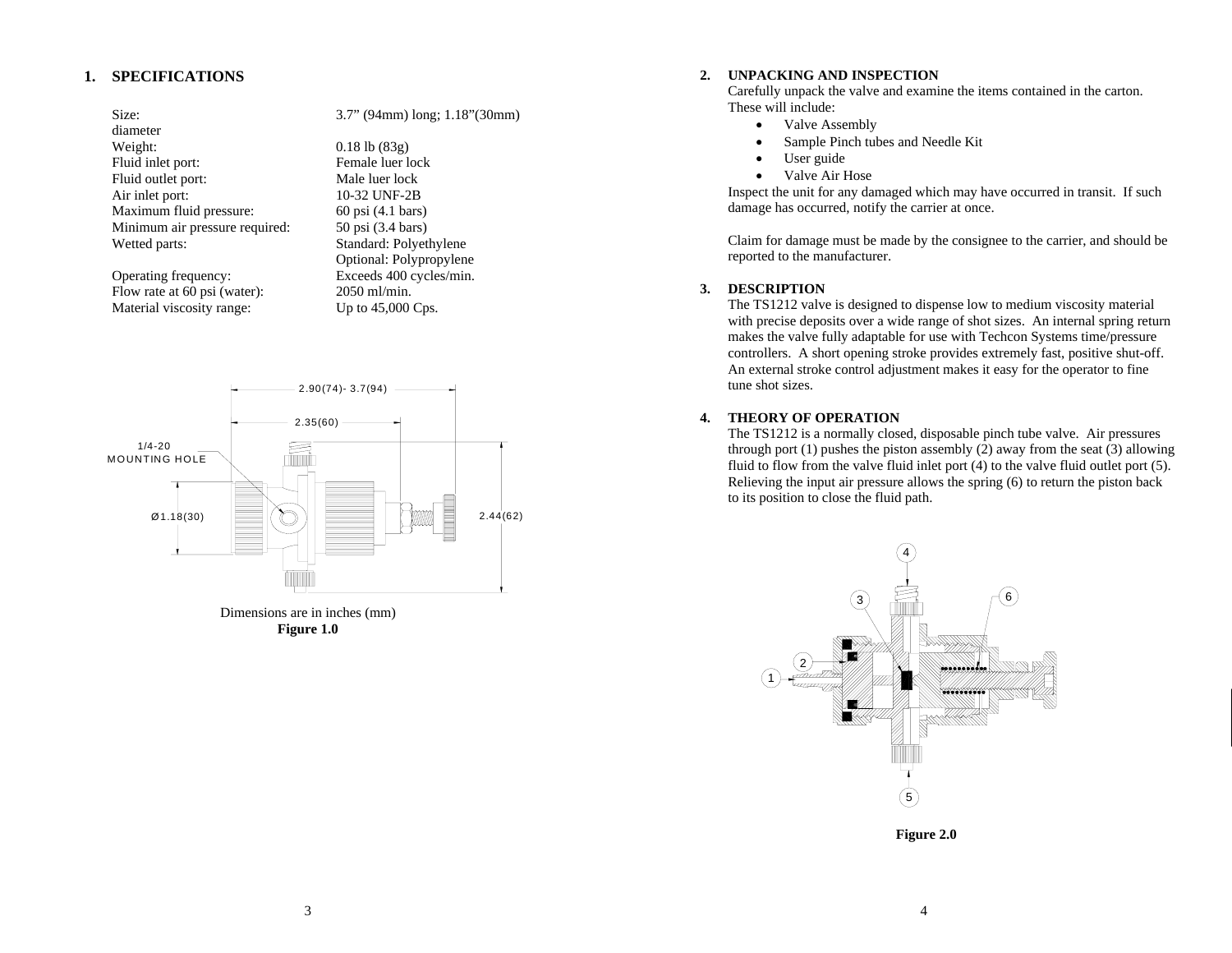## 1. SPECIFICATIONS

| | |
|---|---|
| Size: | 3.7" (94mm) long; 1.18"(30mm) diameter |
| Weight: | 0.18 lb (83g) |
| Fluid inlet port: | Female luer lock |
| Fluid outlet port: | Male luer lock |
| Air inlet port: | 10-32 UNF-2B |
| Maximum fluid pressure: | 60 psi (4.1 bars) |
| Minimum air pressure required: | 50 psi (3.4 bars) |
| Wetted parts: | Standard: Polyethylene<br>Optional: Polypropylene |
| Operating frequency: | Exceeds 400 cycles/min. |
| Flow rate at 60 psi (water): | 2050 ml/min. |
| Material viscosity range: | Up to 45,000 Cps. |

Dimensions are in inches (mm)

**Figure 1.0**

## 2. UNPACKING AND INSPECTION

Carefully unpack the valve and examine the items contained in the carton. These will include:

- Valve Assembly
- Sample Pinch tubes and Needle Kit
- User guide
- Valve Air Hose

Inspect the unit for any damaged which may have occurred in transit. If such damage has occurred, notify the carrier at once.

Claim for damage must be made by the consignee to the carrier, and should be reported to the manufacturer.

## 3. DESCRIPTION

The TS1212 valve is designed to dispense low to medium viscosity material with precise deposits over a wide range of shot sizes. An internal spring return makes the valve fully adaptable for use with Techcon Systems time/pressure controllers. A short opening stroke provides extremely fast, positive shut-off. An external stroke control adjustment makes it easy for the operator to fine tune shot sizes.

## 4. THEORY OF OPERATION

The TS1212 is a normally closed, disposable pinch tube valve. Air pressures through port (1) pushes the piston assembly (2) away from the seat (3) allowing fluid to flow from the valve fluid inlet port (4) to the valve fluid outlet port (5). Relieving the input air pressure allows the spring (6) to return the piston back to its position to close the fluid path.

**Figure 2.0**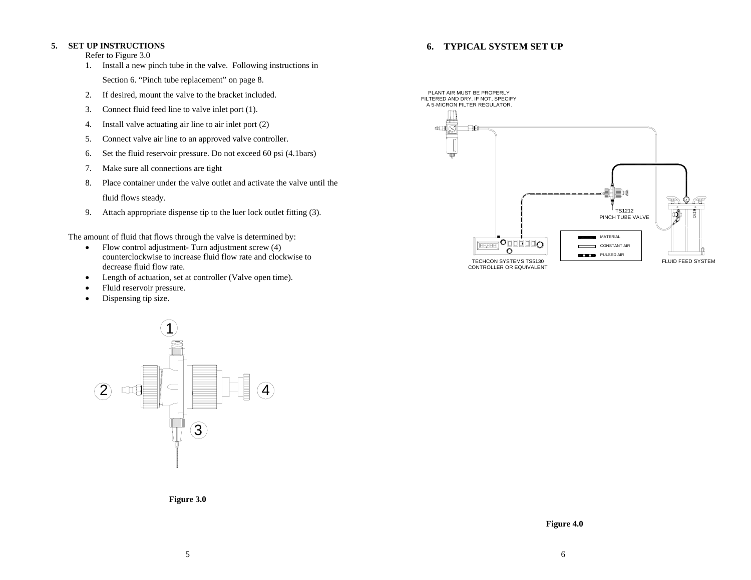## 5. SET UP INSTRUCTIONS

Refer to Figure 3.0

1. Install a new pinch tube in the valve. Following instructions in Section 6. "Pinch tube replacement" on page 8.
2. If desired, mount the valve to the bracket included.
3. Connect fluid feed line to valve inlet port (1).
4. Install valve actuating air line to air inlet port (2)
5. Connect valve air line to an approved valve controller.
6. Set the fluid reservoir pressure. Do not exceed 60 psi (4.1bars)
7. Make sure all connections are tight
8. Place container under the valve outlet and activate the valve until the fluid flows steady.
9. Attach appropriate dispense tip to the luer lock outlet fitting (3).

The amount of fluid that flows through the valve is determined by:

- Flow control adjustment- Turn adjustment screw (4) counterclockwise to increase fluid flow rate and clockwise to decrease fluid flow rate.
- Length of actuation, set at controller (Valve open time).
- Fluid reservoir pressure.
- Dispensing tip size.

1

2

4

3

**Figure 3.0**

## 6. TYPICAL SYSTEM SET UP

PLANT AIR MUST BE PROPERLY FILTERED AND DRY. IF NOT, SPECIFY A 5-MICRON FILTER REGULATOR.

TS1212 PINCH TUBE VALVE

MATERIAL

CONSTANT AIR

PULSED AIR

TECHCON SYSTEMS TS5130 CONTROLLER OR EQUIVALENT

FLUID FEED SYSTEM

**Figure 4.0**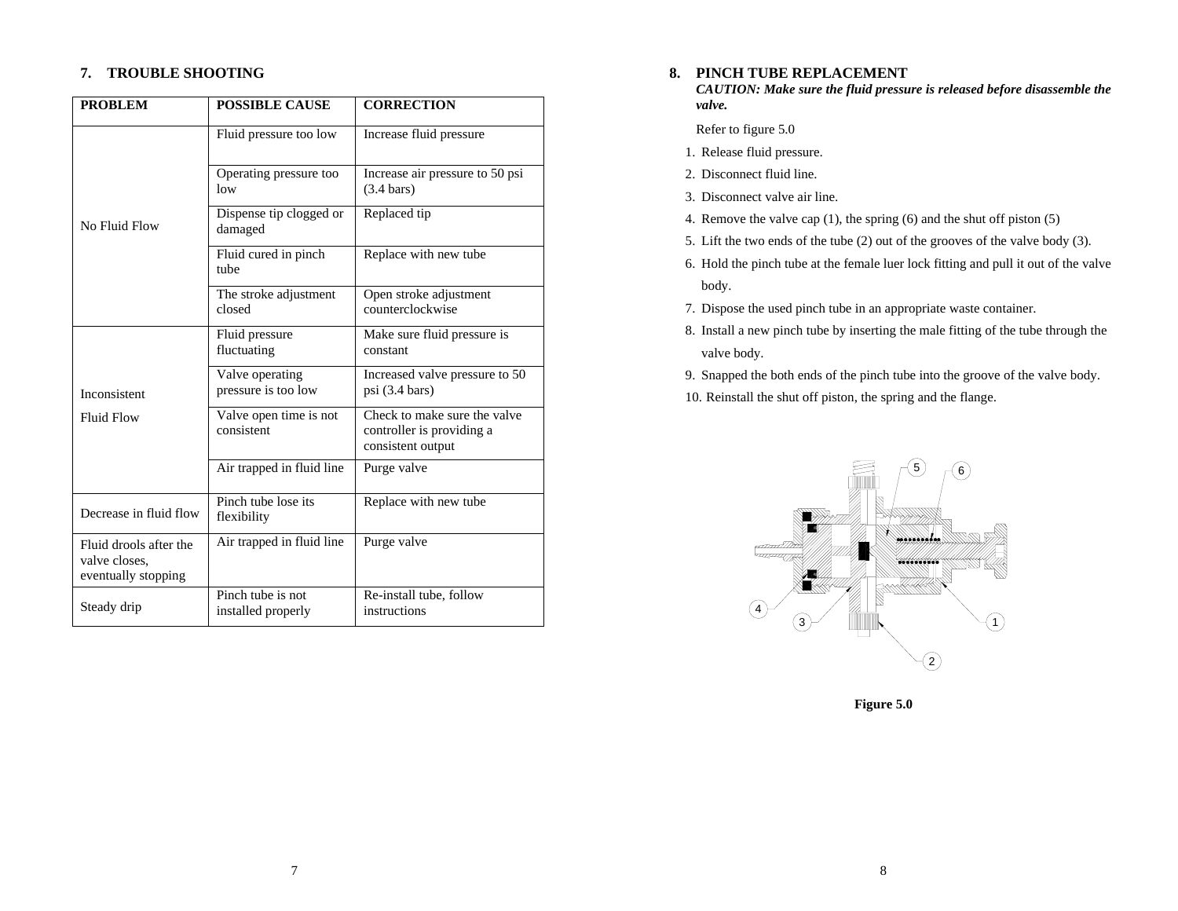## 7. TROUBLE SHOOTING

| PROBLEM | POSSIBLE CAUSE | CORRECTION |
|---|---|---|
| No Fluid Flow | Fluid pressure too low | Increase fluid pressure |
| | Operating pressure too low | Increase air pressure to 50 psi (3.4 bars) |
| | Dispense tip clogged or damaged | Replaced tip |
| | Fluid cured in pinch tube | Replace with new tube |
| | The stroke adjustment closed | Open stroke adjustment counterclockwise |
| Inconsistent Fluid Flow | Fluid pressure fluctuating | Make sure fluid pressure is constant |
| | Valve operating pressure is too low | Increased valve pressure to 50 psi (3.4 bars) |
| | Valve open time is not consistent | Check to make sure the valve controller is providing a consistent output |
| | Air trapped in fluid line | Purge valve |
| Decrease in fluid flow | Pinch tube lose its flexibility | Replace with new tube |
| Fluid drools after the valve closes, eventually stopping | Air trapped in fluid line | Purge valve |
| Steady drip | Pinch tube is not installed properly | Re-install tube, follow instructions |

## 8. PINCH TUBE REPLACEMENT

***CAUTION: Make sure the fluid pressure is released before disassemble the valve.***

Refer to figure 5.0

1. Release fluid pressure.
2. Disconnect fluid line.
3. Disconnect valve air line.
4. Remove the valve cap (1), the spring (6) and the shut off piston (5)
5. Lift the two ends of the tube (2) out of the grooves of the valve body (3).
6. Hold the pinch tube at the female luer lock fitting and pull it out of the valve body.
7. Dispose the used pinch tube in an appropriate waste container.
8. Install a new pinch tube by inserting the male fitting of the tube through the valve body.
9. Snapped the both ends of the pinch tube into the groove of the valve body.
10. Reinstall the shut off piston, the spring and the flange.

**Figure 5.0**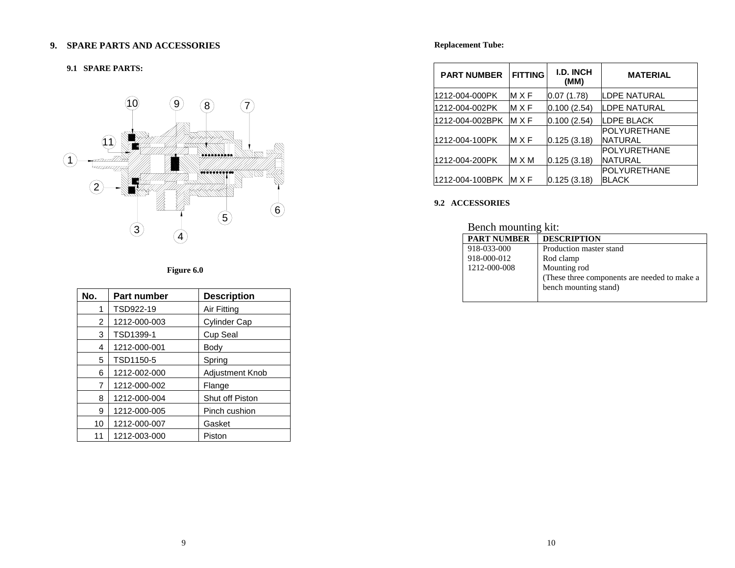## 9. SPARE PARTS AND ACCESSORIES

### 9.1 SPARE PARTS:

Figure 6.0

| No. | Part number | Description |
|---|---|---|
| 1 | TSD922-19 | Air Fitting |
| 2 | 1212-000-003 | Cylinder Cap |
| 3 | TSD1399-1 | Cup Seal |
| 4 | 1212-000-001 | Body |
| 5 | TSD1150-5 | Spring |
| 6 | 1212-002-000 | Adjustment Knob |
| 7 | 1212-000-002 | Flange |
| 8 | 1212-000-004 | Shut off Piston |
| 9 | 1212-000-005 | Pinch cushion |
| 10 | 1212-000-007 | Gasket |
| 11 | 1212-003-000 | Piston |

**Replacement Tube:**

| PART NUMBER | FITTING | I.D. INCH (MM) | MATERIAL |
|---|---|---|---|
| 1212-004-000PK | M X F | 0.07 (1.78) | LDPE NATURAL |
| 1212-004-002PK | M X F | 0.100 (2.54) | LDPE NATURAL |
| 1212-004-002BPK | M X F | 0.100 (2.54) | LDPE BLACK |
| 1212-004-100PK | M X F | 0.125 (3.18) | POLYURETHANE NATURAL |
| 1212-004-200PK | M X M | 0.125 (3.18) | POLYURETHANE NATURAL |
| 1212-004-100BPK | M X F | 0.125 (3.18) | POLYURETHANE BLACK |

### 9.2 ACCESSORIES

Bench mounting kit:

| PART NUMBER | DESCRIPTION |
|---|---|
| 918-033-000 | Production master stand |
| 918-000-012 | Rod clamp |
| 1212-000-008 | Mounting rod<br>(These three components are needed to make a bench mounting stand) |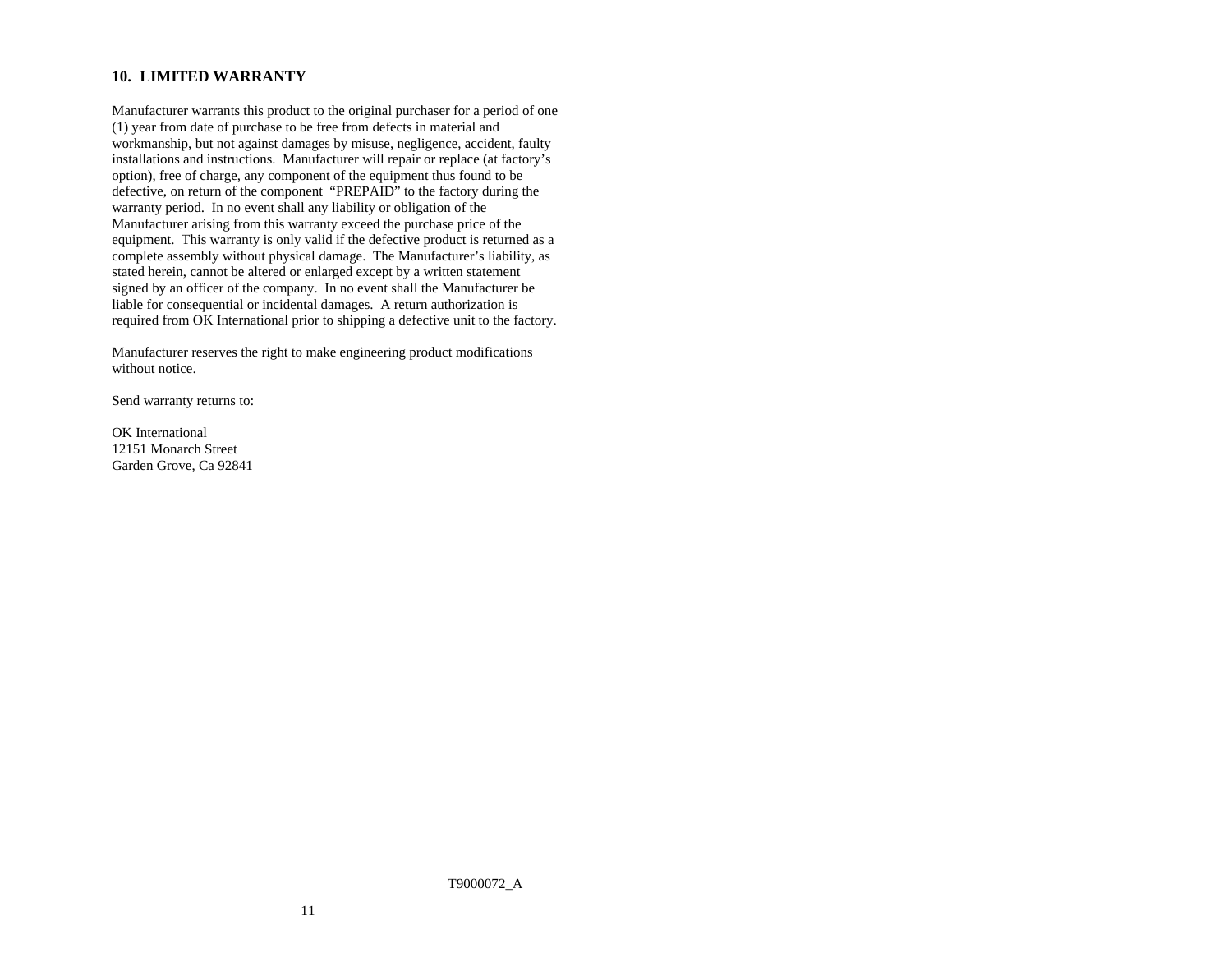## 10. LIMITED WARRANTY

Manufacturer warrants this product to the original purchaser for a period of one (1) year from date of purchase to be free from defects in material and workmanship, but not against damages by misuse, negligence, accident, faulty installations and instructions. Manufacturer will repair or replace (at factory's option), free of charge, any component of the equipment thus found to be defective, on return of the component "PREPAID" to the factory during the warranty period. In no event shall any liability or obligation of the Manufacturer arising from this warranty exceed the purchase price of the equipment. This warranty is only valid if the defective product is returned as a complete assembly without physical damage. The Manufacturer's liability, as stated herein, cannot be altered or enlarged except by a written statement signed by an officer of the company. In no event shall the Manufacturer be liable for consequential or incidental damages. A return authorization is required from OK International prior to shipping a defective unit to the factory.

Manufacturer reserves the right to make engineering product modifications without notice.

Send warranty returns to:

OK International
12151 Monarch Street
Garden Grove, Ca 92841

T9000072_A